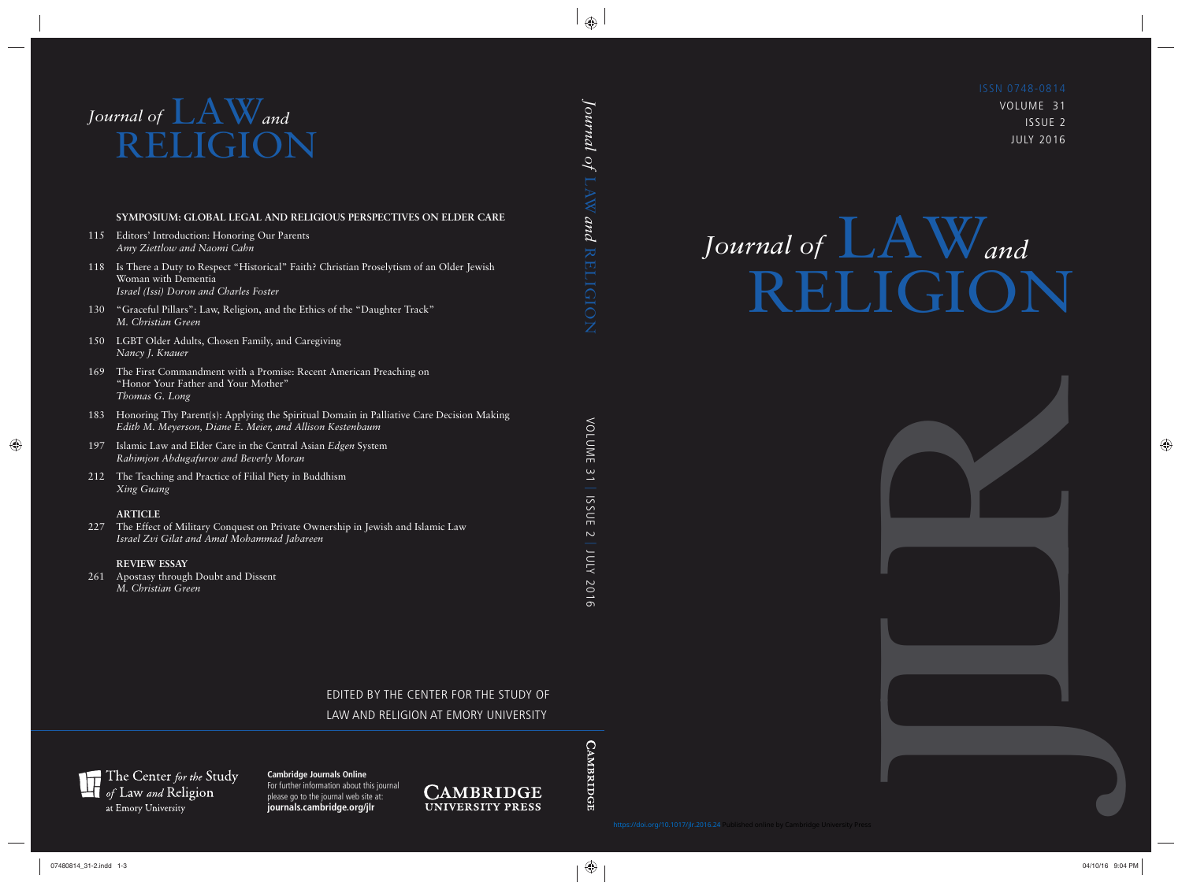# Journal of LAW and RELIGION

ISSN 0748-0814
VOLUME 31
ISSUE 2
JULY 2016

## SYMPOSIUM: GLOBAL LEGAL AND RELIGIOUS PERSPECTIVES ON ELDER CARE

115 Editors' Introduction: Honoring Our Parents
*Amy Ziettlow and Naomi Cahn*

118 Is There a Duty to Respect "Historical" Faith? Christian Proselytism of an Older Jewish Woman with Dementia
*Israel (Issi) Doron and Charles Foster*

130 "Graceful Pillars": Law, Religion, and the Ethics of the "Daughter Track"
*M. Christian Green*

150 LGBT Older Adults, Chosen Family, and Caregiving
*Nancy J. Knauer*

169 The First Commandment with a Promise: Recent American Preaching on "Honor Your Father and Your Mother"
*Thomas G. Long*

183 Honoring Thy Parent(s): Applying the Spiritual Domain in Palliative Care Decision Making
*Edith M. Meyerson, Diane E. Meier, and Allison Kestenbaum*

197 Islamic Law and Elder Care in the Central Asian *Edgen* System
*Rahimjon Abdugafurov and Beverly Moran*

212 The Teaching and Practice of Filial Piety in Buddhism
*Xing Guang*

## ARTICLE

227 The Effect of Military Conquest on Private Ownership in Jewish and Islamic Law
*Israel Zvi Gilat and Amal Mohammad Jabareen*

## REVIEW ESSAY

261 Apostasy through Doubt and Dissent
*M. Christian Green*

EDITED BY THE CENTER FOR THE STUDY OF LAW AND RELIGION AT EMORY UNIVERSITY

The Center *for the* Study *of* Law *and* Religion at Emory University

**Cambridge Journals Online**
For further information about this journal please go to the journal web site at:
**journals.cambridge.org/jlr**

CAMBRIDGE UNIVERSITY PRESS

https://doi.org/10.1017/jlr.2016.24 Published online by Cambridge University Press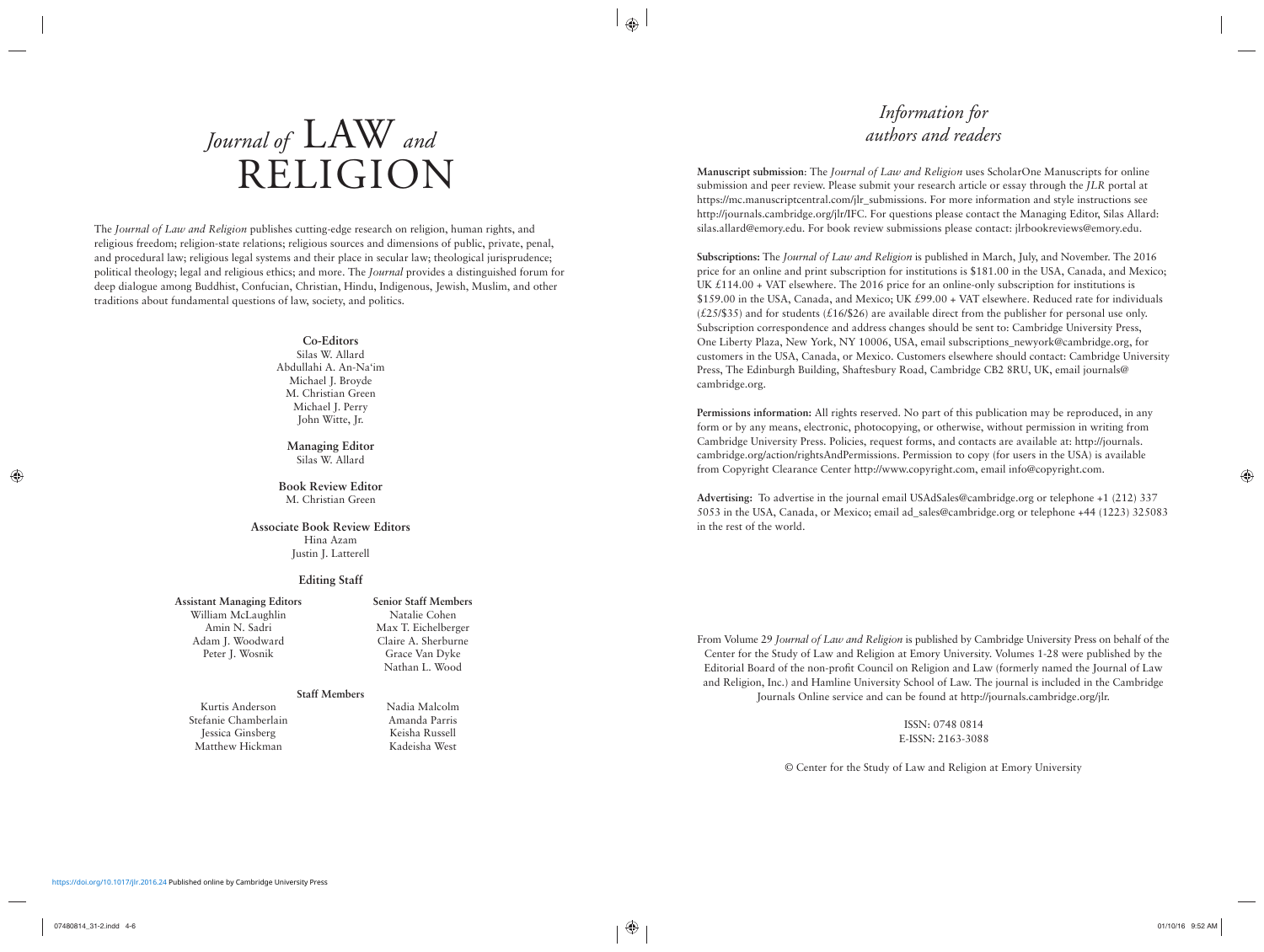# *Journal of* LAW *and* RELIGION

The *Journal of Law and Religion* publishes cutting-edge research on religion, human rights, and religious freedom; religion-state relations; religious sources and dimensions of public, private, penal, and procedural law; religious legal systems and their place in secular law; theological jurisprudence; political theology; legal and religious ethics; and more. The *Journal* provides a distinguished forum for deep dialogue among Buddhist, Confucian, Christian, Hindu, Indigenous, Jewish, Muslim, and other traditions about fundamental questions of law, society, and politics.

**Co-Editors**
Silas W. Allard
Abdullahi A. An-Na'im
Michael J. Broyde
M. Christian Green
Michael J. Perry
John Witte, Jr.

**Managing Editor**
Silas W. Allard

**Book Review Editor**
M. Christian Green

**Associate Book Review Editors**
Hina Azam
Justin J. Latterell

**Editing Staff**

**Assistant Managing Editors**
William McLaughlin
Amin N. Sadri
Adam J. Woodward
Peter J. Wosnik

**Senior Staff Members**
Natalie Cohen
Max T. Eichelberger
Claire A. Sherburne
Grace Van Dyke
Nathan L. Wood

**Staff Members**
Kurtis Anderson
Stefanie Chamberlain
Jessica Ginsberg
Matthew Hickman
Nadia Malcolm
Amanda Parris
Keisha Russell
Kadeisha West

## *Information for authors and readers*

**Manuscript submission**: The *Journal of Law and Religion* uses ScholarOne Manuscripts for online submission and peer review. Please submit your research article or essay through the *JLR* portal at https://mc.manuscriptcentral.com/jlr_submissions. For more information and style instructions see http://journals.cambridge.org/jlr/IFC. For questions please contact the Managing Editor, Silas Allard: silas.allard@emory.edu. For book review submissions please contact: jlrbookreviews@emory.edu.

**Subscriptions:** The *Journal of Law and Religion* is published in March, July, and November. The 2016 price for an online and print subscription for institutions is $181.00 in the USA, Canada, and Mexico; UK £114.00 + VAT elsewhere. The 2016 price for an online-only subscription for institutions is $159.00 in the USA, Canada, and Mexico; UK £99.00 + VAT elsewhere. Reduced rate for individuals (£25/$35) and for students (£16/$26) are available direct from the publisher for personal use only. Subscription correspondence and address changes should be sent to: Cambridge University Press, One Liberty Plaza, New York, NY 10006, USA, email subscriptions_newyork@cambridge.org, for customers in the USA, Canada, or Mexico. Customers elsewhere should contact: Cambridge University Press, The Edinburgh Building, Shaftesbury Road, Cambridge CB2 8RU, UK, email journals@cambridge.org.

**Permissions information:** All rights reserved. No part of this publication may be reproduced, in any form or by any means, electronic, photocopying, or otherwise, without permission in writing from Cambridge University Press. Policies, request forms, and contacts are available at: http://journals.cambridge.org/action/rightsAndPermissions. Permission to copy (for users in the USA) is available from Copyright Clearance Center http://www.copyright.com, email info@copyright.com.

**Advertising:** To advertise in the journal email USAdSales@cambridge.org or telephone +1 (212) 337 5053 in the USA, Canada, or Mexico; email ad_sales@cambridge.org or telephone +44 (1223) 325083 in the rest of the world.

From Volume 29 *Journal of Law and Religion* is published by Cambridge University Press on behalf of the Center for the Study of Law and Religion at Emory University. Volumes 1-28 were published by the Editorial Board of the non-profit Council on Religion and Law (formerly named the Journal of Law and Religion, Inc.) and Hamline University School of Law. The journal is included in the Cambridge Journals Online service and can be found at http://journals.cambridge.org/jlr.

ISSN: 0748 0814
E-ISSN: 2163-3088

© Center for the Study of Law and Religion at Emory University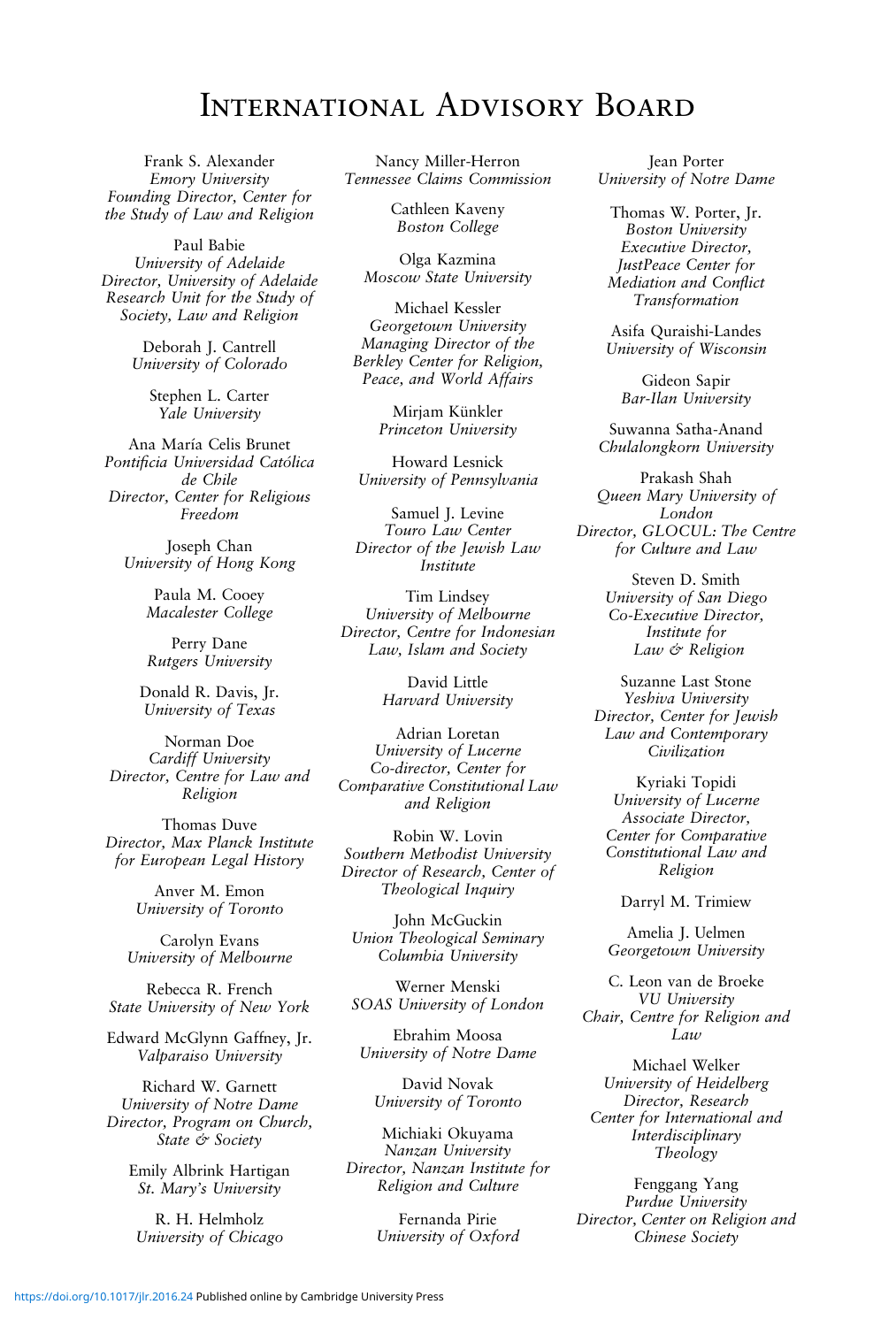# International Advisory Board

Frank S. Alexander
*Emory University*
*Founding Director, Center for the Study of Law and Religion*

Paul Babie
*University of Adelaide*
*Director, University of Adelaide Research Unit for the Study of Society, Law and Religion*

Deborah J. Cantrell
*University of Colorado*

Stephen L. Carter
*Yale University*

Ana María Celis Brunet
*Pontificia Universidad Católica de Chile*
*Director, Center for Religious Freedom*

Joseph Chan
*University of Hong Kong*

Paula M. Cooey
*Macalester College*

Perry Dane
*Rutgers University*

Donald R. Davis, Jr.
*University of Texas*

Norman Doe
*Cardiff University*
*Director, Centre for Law and Religion*

Thomas Duve
*Director, Max Planck Institute for European Legal History*

Anver M. Emon
*University of Toronto*

Carolyn Evans
*University of Melbourne*

Rebecca R. French
*State University of New York*

Edward McGlynn Gaffney, Jr.
*Valparaiso University*

Richard W. Garnett
*University of Notre Dame*
*Director, Program on Church, State & Society*

Emily Albrink Hartigan
*St. Mary's University*

R. H. Helmholz
*University of Chicago*

Nancy Miller-Herron
*Tennessee Claims Commission*

Cathleen Kaveny
*Boston College*

Olga Kazmina
*Moscow State University*

Michael Kessler
*Georgetown University*
*Managing Director of the Berkley Center for Religion, Peace, and World Affairs*

Mirjam Künkler
*Princeton University*

Howard Lesnick
*University of Pennsylvania*

Samuel J. Levine
*Touro Law Center*
*Director of the Jewish Law Institute*

Tim Lindsey
*University of Melbourne*
*Director, Centre for Indonesian Law, Islam and Society*

David Little
*Harvard University*

Adrian Loretan
*University of Lucerne*
*Co-director, Center for Comparative Constitutional Law and Religion*

Robin W. Lovin
*Southern Methodist University*
*Director of Research, Center of Theological Inquiry*

John McGuckin
*Union Theological Seminary*
*Columbia University*

Werner Menski
*SOAS University of London*

Ebrahim Moosa
*University of Notre Dame*

David Novak
*University of Toronto*

Michiaki Okuyama
*Nanzan University*
*Director, Nanzan Institute for Religion and Culture*

Fernanda Pirie
*University of Oxford*

Jean Porter
*University of Notre Dame*

Thomas W. Porter, Jr.
*Boston University*
*Executive Director, JustPeace Center for Mediation and Conflict Transformation*

Asifa Quraishi-Landes
*University of Wisconsin*

Gideon Sapir
*Bar-Ilan University*

Suwanna Satha-Anand
*Chulalongkorn University*

Prakash Shah
*Queen Mary University of London*
*Director, GLOCUL: The Centre for Culture and Law*

Steven D. Smith
*University of San Diego*
*Co-Executive Director, Institute for Law & Religion*

Suzanne Last Stone
*Yeshiva University*
*Director, Center for Jewish Law and Contemporary Civilization*

Kyriaki Topidi
*University of Lucerne*
*Associate Director, Center for Comparative Constitutional Law and Religion*

Darryl M. Trimiew

Amelia J. Uelmen
*Georgetown University*

C. Leon van de Broeke
*VU University*
*Chair, Centre for Religion and Law*

Michael Welker
*University of Heidelberg*
*Director, Research Center for International and Interdisciplinary Theology*

Fenggang Yang
*Purdue University*
*Director, Center on Religion and Chinese Society*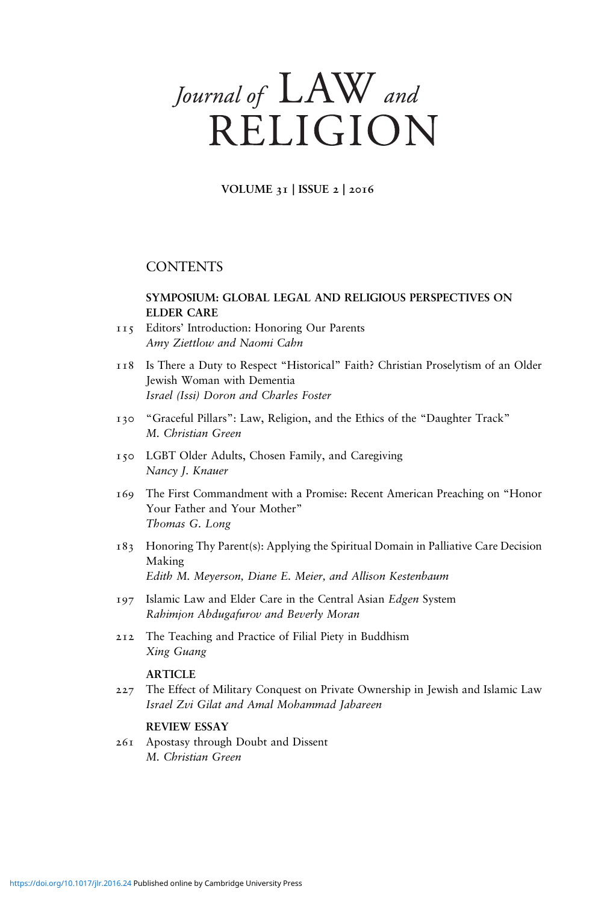# Journal of LAW and RELIGION

**VOLUME 31 | ISSUE 2 | 2016**

## CONTENTS

### SYMPOSIUM: GLOBAL LEGAL AND RELIGIOUS PERSPECTIVES ON ELDER CARE

115 Editors' Introduction: Honoring Our Parents
*Amy Ziettlow and Naomi Cahn*

118 Is There a Duty to Respect "Historical" Faith? Christian Proselytism of an Older Jewish Woman with Dementia
*Israel (Issi) Doron and Charles Foster*

130 "Graceful Pillars": Law, Religion, and the Ethics of the "Daughter Track"
*M. Christian Green*

150 LGBT Older Adults, Chosen Family, and Caregiving
*Nancy J. Knauer*

169 The First Commandment with a Promise: Recent American Preaching on "Honor Your Father and Your Mother"
*Thomas G. Long*

183 Honoring Thy Parent(s): Applying the Spiritual Domain in Palliative Care Decision Making
*Edith M. Meyerson, Diane E. Meier, and Allison Kestenbaum*

197 Islamic Law and Elder Care in the Central Asian *Edgen* System
*Rahimjon Abdugafurov and Beverly Moran*

212 The Teaching and Practice of Filial Piety in Buddhism
*Xing Guang*

### ARTICLE

227 The Effect of Military Conquest on Private Ownership in Jewish and Islamic Law
*Israel Zvi Gilat and Amal Mohammad Jabareen*

### REVIEW ESSAY

261 Apostasy through Doubt and Dissent
*M. Christian Green*